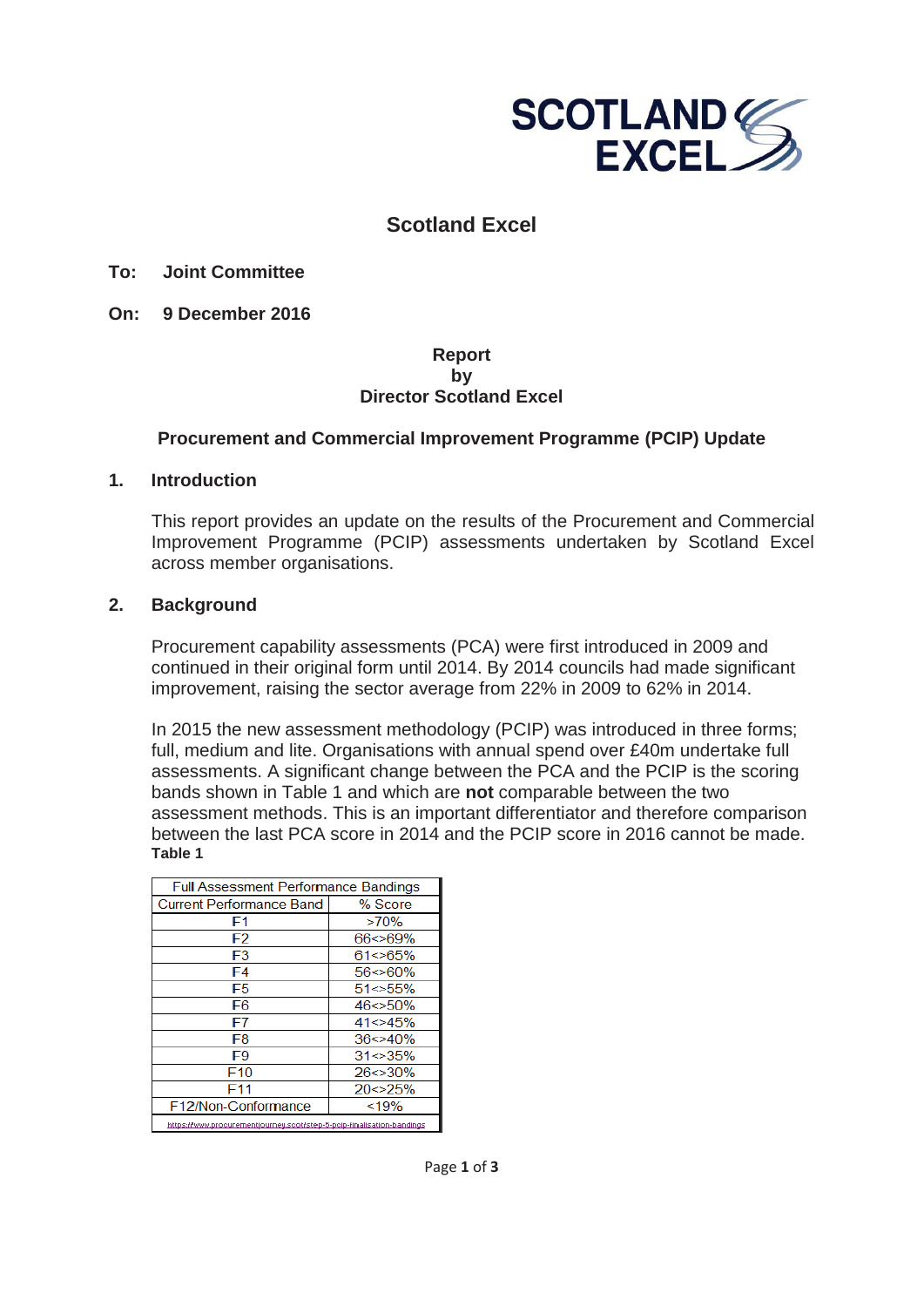# Scotland Excel

**To: Joint Committee**

**On: 9 December 2016**

**Report**
**by**
**Director Scotland Excel**

## Procurement and Commercial Improvement Programme (PCIP) Update

## 1. Introduction

This report provides an update on the results of the Procurement and Commercial Improvement Programme (PCIP) assessments undertaken by Scotland Excel across member organisations.

## 2. Background

Procurement capability assessments (PCA) were first introduced in 2009 and continued in their original form until 2014. By 2014 councils had made significant improvement, raising the sector average from 22% in 2009 to 62% in 2014.

In 2015 the new assessment methodology (PCIP) was introduced in three forms; full, medium and lite. Organisations with annual spend over £40m undertake full assessments. A significant change between the PCA and the PCIP is the scoring bands shown in Table 1 and which are **not** comparable between the two assessment methods. This is an important differentiator and therefore comparison between the last PCA score in 2014 and the PCIP score in 2016 cannot be made.

**Table 1**

| Full Assessment Performance Bandings | |
|---|---|
| Current Performance Band | % Score |
| F1 | >70% |
| F2 | 66<>69% |
| F3 | 61<>65% |
| F4 | 56<>60% |
| F5 | 51<>55% |
| F6 | 46<>50% |
| F7 | 41<>45% |
| F8 | 36<>40% |
| F9 | 31<>35% |
| F10 | 26<>30% |
| F11 | 20<>25% |
| F12/Non-Conformance | <19% |

https://www.procurementjourney.scot/step-5-pcip-finalisation-bandings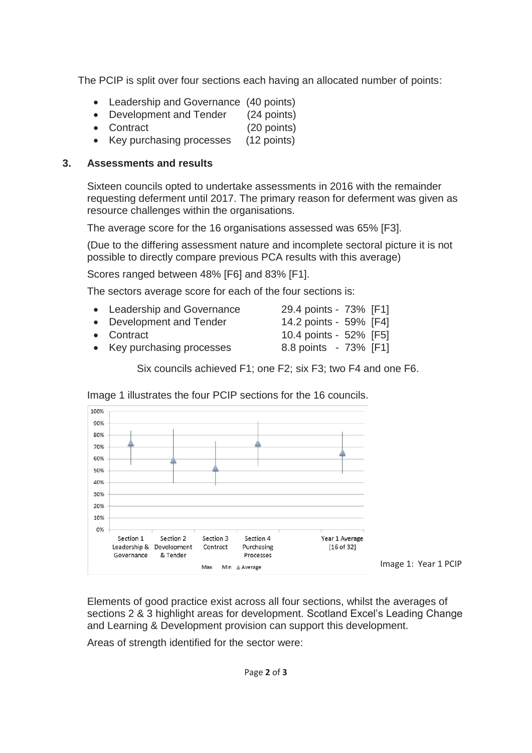The PCIP is split over four sections each having an allocated number of points:

- Leadership and Governance (40 points)
- Development and Tender (24 points)
- Contract (20 points)
- Key purchasing processes (12 points)

## 3. Assessments and results

Sixteen councils opted to undertake assessments in 2016 with the remainder requesting deferment until 2017. The primary reason for deferment was given as resource challenges within the organisations.

The average score for the 16 organisations assessed was 65% [F3].

(Due to the differing assessment nature and incomplete sectoral picture it is not possible to directly compare previous PCA results with this average)

Scores ranged between 48% [F6] and 83% [F1].

The sectors average score for each of the four sections is:

- Leadership and Governance 29.4 points - 73% [F1]
- Development and Tender 14.2 points - 59% [F4]
- Contract 10.4 points - 52% [F5]
- Key purchasing processes 8.8 points - 73% [F1]

Six councils achieved F1; one F2; six F3; two F4 and one F6.

Image 1 illustrates the four PCIP sections for the 16 councils.

Image 1: Year 1 PCIP

Elements of good practice exist across all four sections, whilst the averages of sections 2 & 3 highlight areas for development. Scotland Excel's Leading Change and Learning & Development provision can support this development.

Areas of strength identified for the sector were: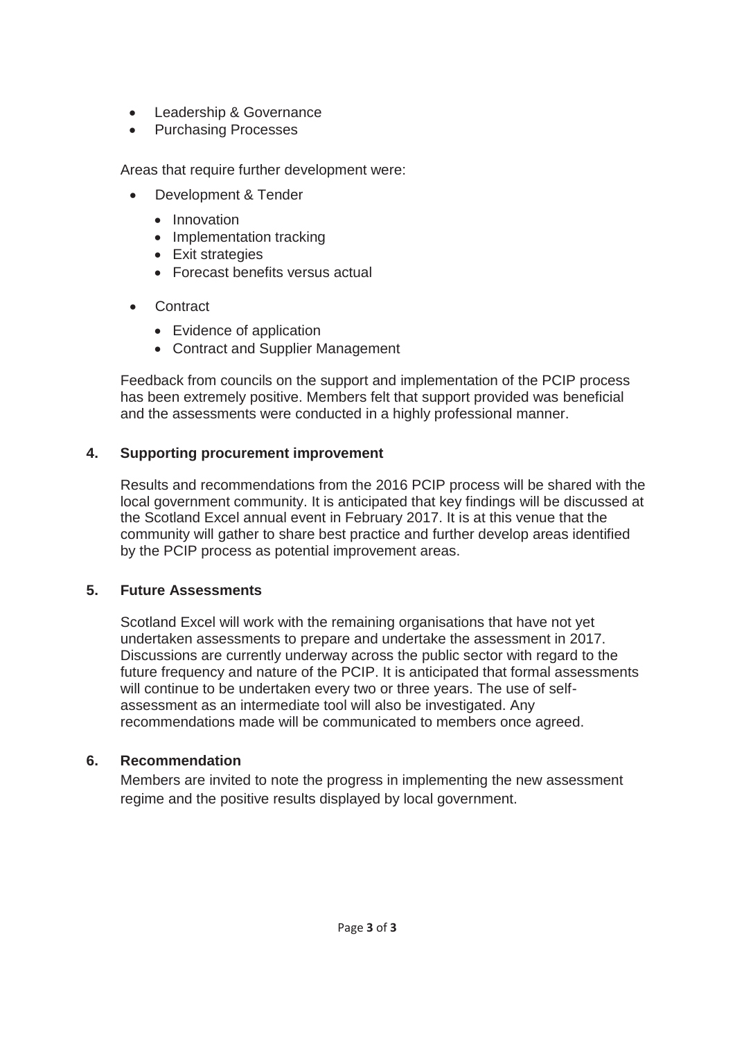- Leadership & Governance
- Purchasing Processes

Areas that require further development were:

- Development & Tender
  - Innovation
  - Implementation tracking
  - Exit strategies
  - Forecast benefits versus actual
- Contract
  - Evidence of application
  - Contract and Supplier Management

Feedback from councils on the support and implementation of the PCIP process has been extremely positive. Members felt that support provided was beneficial and the assessments were conducted in a highly professional manner.

## 4. Supporting procurement improvement

Results and recommendations from the 2016 PCIP process will be shared with the local government community. It is anticipated that key findings will be discussed at the Scotland Excel annual event in February 2017. It is at this venue that the community will gather to share best practice and further develop areas identified by the PCIP process as potential improvement areas.

## 5. Future Assessments

Scotland Excel will work with the remaining organisations that have not yet undertaken assessments to prepare and undertake the assessment in 2017. Discussions are currently underway across the public sector with regard to the future frequency and nature of the PCIP. It is anticipated that formal assessments will continue to be undertaken every two or three years. The use of self-assessment as an intermediate tool will also be investigated. Any recommendations made will be communicated to members once agreed.

## 6. Recommendation

Members are invited to note the progress in implementing the new assessment regime and the positive results displayed by local government.